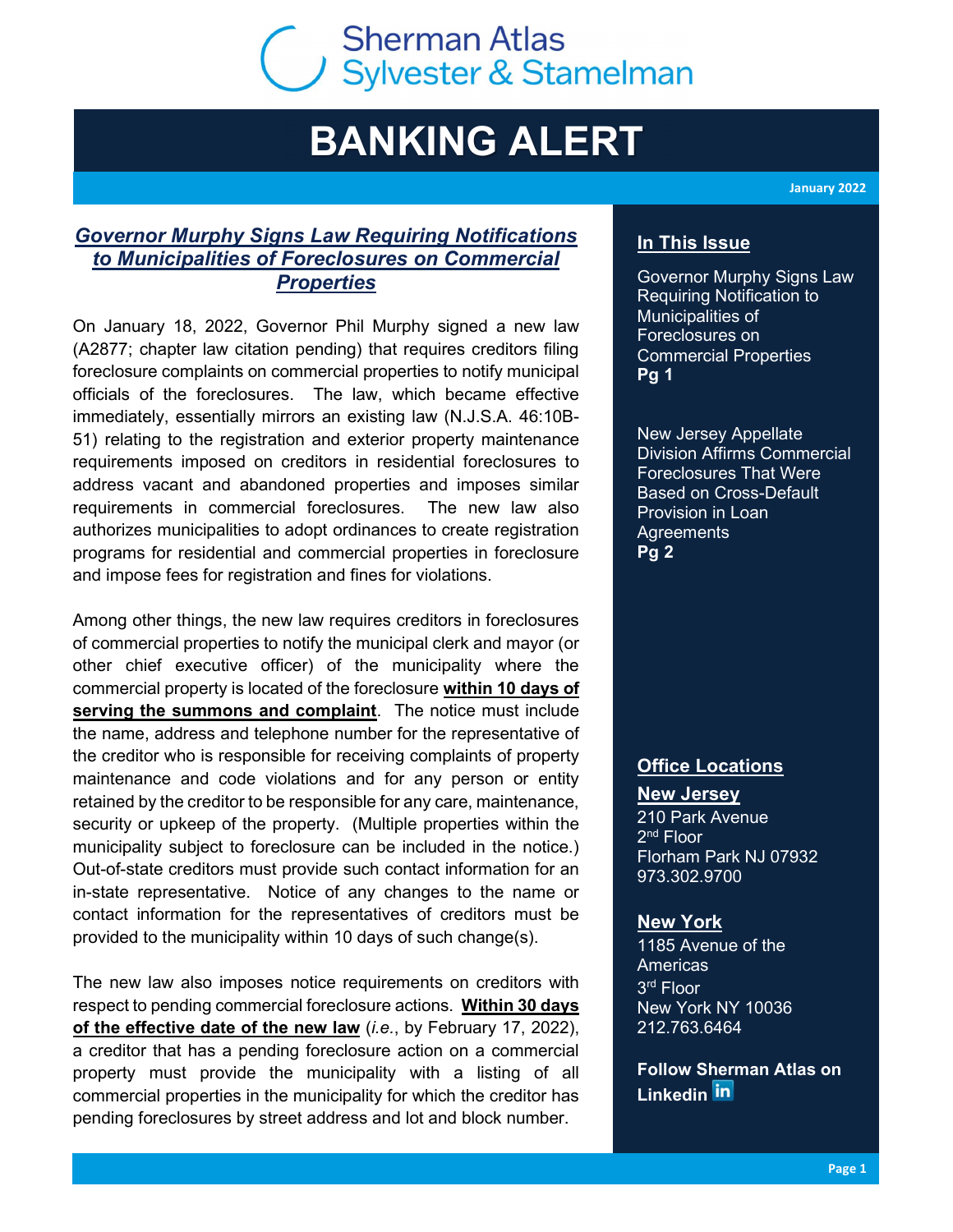# Sherman Atlas Sylvester & Stamelman

# BANKING ALERT

January 2022

## *Governor Murphy Signs Law Requiring Notifications to Municipalities of Foreclosures on Commercial Properties*

On January 18, 2022, Governor Phil Murphy signed a new law (A2877; chapter law citation pending) that requires creditors filing foreclosure complaints on commercial properties to notify municipal officials of the foreclosures. The law, which became effective immediately, essentially mirrors an existing law (N.J.S.A. 46:10B-51) relating to the registration and exterior property maintenance requirements imposed on creditors in residential foreclosures to address vacant and abandoned properties and imposes similar requirements in commercial foreclosures. The new law also authorizes municipalities to adopt ordinances to create registration programs for residential and commercial properties in foreclosure and impose fees for registration and fines for violations.

Among other things, the new law requires creditors in foreclosures of commercial properties to notify the municipal clerk and mayor (or other chief executive officer) of the municipality where the commercial property is located of the foreclosure **within 10 days of serving the summons and complaint**. The notice must include the name, address and telephone number for the representative of the creditor who is responsible for receiving complaints of property maintenance and code violations and for any person or entity retained by the creditor to be responsible for any care, maintenance, security or upkeep of the property. (Multiple properties within the municipality subject to foreclosure can be included in the notice.) Out-of-state creditors must provide such contact information for an in-state representative. Notice of any changes to the name or contact information for the representatives of creditors must be provided to the municipality within 10 days of such change(s).

The new law also imposes notice requirements on creditors with respect to pending commercial foreclosure actions. **Within 30 days of the effective date of the new law** (*i.e.*, by February 17, 2022), a creditor that has a pending foreclosure action on a commercial property must provide the municipality with a listing of all commercial properties in the municipality for which the creditor has pending foreclosures by street address and lot and block number.

## In This Issue

Governor Murphy Signs Law Requiring Notification to Municipalities of Foreclosures on Commercial Properties
**Pg 1**

New Jersey Appellate Division Affirms Commercial Foreclosures That Were Based on Cross-Default Provision in Loan Agreements
**Pg 2**

## Office Locations

**New Jersey**
210 Park Avenue
2nd Floor
Florham Park NJ 07932
973.302.9700

**New York**
1185 Avenue of the Americas
3rd Floor
New York NY 10036
212.763.6464

**Follow Sherman Atlas on Linkedin**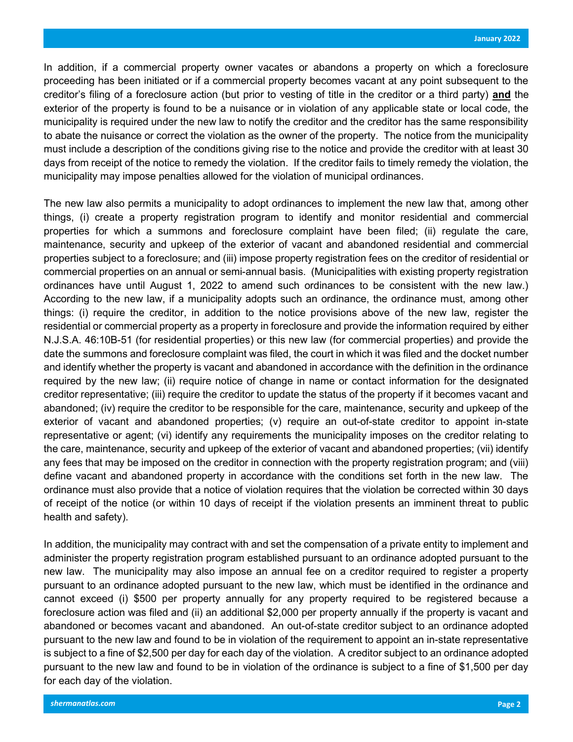In addition, if a commercial property owner vacates or abandons a property on which a foreclosure proceeding has been initiated or if a commercial property becomes vacant at any point subsequent to the creditor's filing of a foreclosure action (but prior to vesting of title in the creditor or a third party) **and** the exterior of the property is found to be a nuisance or in violation of any applicable state or local code, the municipality is required under the new law to notify the creditor and the creditor has the same responsibility to abate the nuisance or correct the violation as the owner of the property. The notice from the municipality must include a description of the conditions giving rise to the notice and provide the creditor with at least 30 days from receipt of the notice to remedy the violation. If the creditor fails to timely remedy the violation, the municipality may impose penalties allowed for the violation of municipal ordinances.

The new law also permits a municipality to adopt ordinances to implement the new law that, among other things, (i) create a property registration program to identify and monitor residential and commercial properties for which a summons and foreclosure complaint have been filed; (ii) regulate the care, maintenance, security and upkeep of the exterior of vacant and abandoned residential and commercial properties subject to a foreclosure; and (iii) impose property registration fees on the creditor of residential or commercial properties on an annual or semi-annual basis. (Municipalities with existing property registration ordinances have until August 1, 2022 to amend such ordinances to be consistent with the new law.) According to the new law, if a municipality adopts such an ordinance, the ordinance must, among other things: (i) require the creditor, in addition to the notice provisions above of the new law, register the residential or commercial property as a property in foreclosure and provide the information required by either N.J.S.A. 46:10B-51 (for residential properties) or this new law (for commercial properties) and provide the date the summons and foreclosure complaint was filed, the court in which it was filed and the docket number and identify whether the property is vacant and abandoned in accordance with the definition in the ordinance required by the new law; (ii) require notice of change in name or contact information for the designated creditor representative; (iii) require the creditor to update the status of the property if it becomes vacant and abandoned; (iv) require the creditor to be responsible for the care, maintenance, security and upkeep of the exterior of vacant and abandoned properties; (v) require an out-of-state creditor to appoint in-state representative or agent; (vi) identify any requirements the municipality imposes on the creditor relating to the care, maintenance, security and upkeep of the exterior of vacant and abandoned properties; (vii) identify any fees that may be imposed on the creditor in connection with the property registration program; and (viii) define vacant and abandoned property in accordance with the conditions set forth in the new law. The ordinance must also provide that a notice of violation requires that the violation be corrected within 30 days of receipt of the notice (or within 10 days of receipt if the violation presents an imminent threat to public health and safety).

In addition, the municipality may contract with and set the compensation of a private entity to implement and administer the property registration program established pursuant to an ordinance adopted pursuant to the new law. The municipality may also impose an annual fee on a creditor required to register a property pursuant to an ordinance adopted pursuant to the new law, which must be identified in the ordinance and cannot exceed (i) $500 per property annually for any property required to be registered because a foreclosure action was filed and (ii) an additional $2,000 per property annually if the property is vacant and abandoned or becomes vacant and abandoned. An out-of-state creditor subject to an ordinance adopted pursuant to the new law and found to be in violation of the requirement to appoint an in-state representative is subject to a fine of $2,500 per day for each day of the violation. A creditor subject to an ordinance adopted pursuant to the new law and found to be in violation of the ordinance is subject to a fine of $1,500 per day for each day of the violation.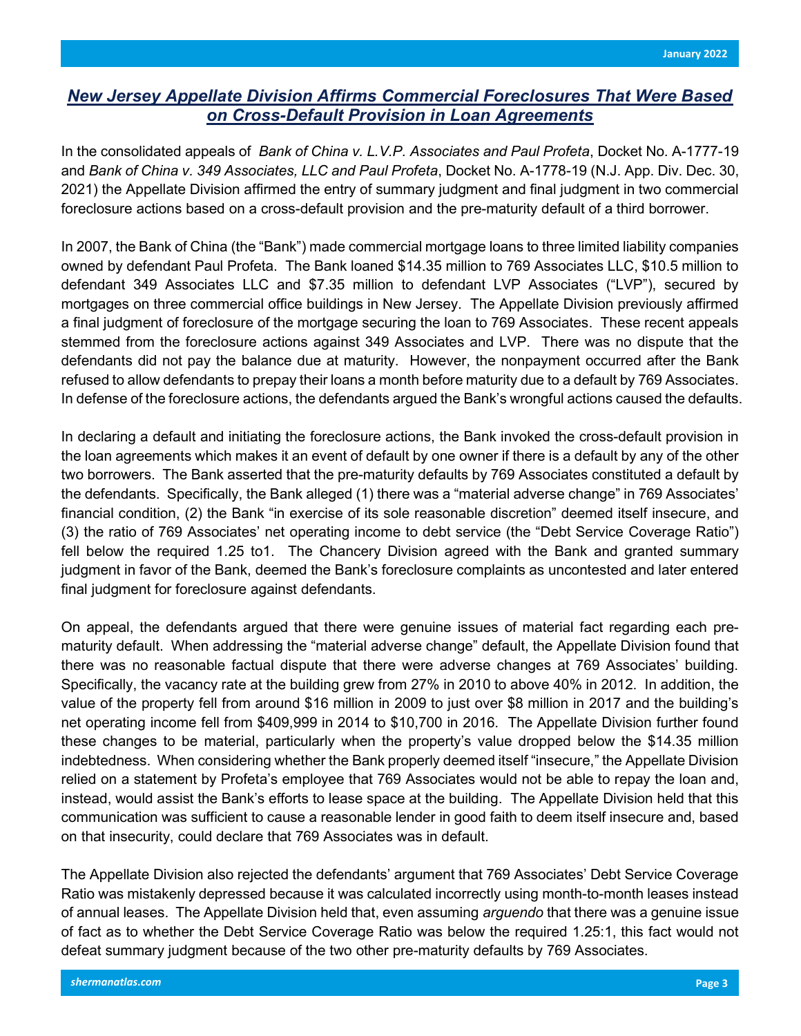## *New Jersey Appellate Division Affirms Commercial Foreclosures That Were Based on Cross-Default Provision in Loan Agreements*

In the consolidated appeals of *Bank of China v. L.V.P. Associates and Paul Profeta*, Docket No. A-1777-19 and *Bank of China v. 349 Associates, LLC and Paul Profeta*, Docket No. A-1778-19 (N.J. App. Div. Dec. 30, 2021) the Appellate Division affirmed the entry of summary judgment and final judgment in two commercial foreclosure actions based on a cross-default provision and the pre-maturity default of a third borrower.

In 2007, the Bank of China (the "Bank") made commercial mortgage loans to three limited liability companies owned by defendant Paul Profeta. The Bank loaned $14.35 million to 769 Associates LLC, $10.5 million to defendant 349 Associates LLC and $7.35 million to defendant LVP Associates ("LVP"), secured by mortgages on three commercial office buildings in New Jersey. The Appellate Division previously affirmed a final judgment of foreclosure of the mortgage securing the loan to 769 Associates. These recent appeals stemmed from the foreclosure actions against 349 Associates and LVP. There was no dispute that the defendants did not pay the balance due at maturity. However, the nonpayment occurred after the Bank refused to allow defendants to prepay their loans a month before maturity due to a default by 769 Associates. In defense of the foreclosure actions, the defendants argued the Bank's wrongful actions caused the defaults.

In declaring a default and initiating the foreclosure actions, the Bank invoked the cross-default provision in the loan agreements which makes it an event of default by one owner if there is a default by any of the other two borrowers. The Bank asserted that the pre-maturity defaults by 769 Associates constituted a default by the defendants. Specifically, the Bank alleged (1) there was a "material adverse change" in 769 Associates' financial condition, (2) the Bank "in exercise of its sole reasonable discretion" deemed itself insecure, and (3) the ratio of 769 Associates' net operating income to debt service (the "Debt Service Coverage Ratio") fell below the required 1.25 to1. The Chancery Division agreed with the Bank and granted summary judgment in favor of the Bank, deemed the Bank's foreclosure complaints as uncontested and later entered final judgment for foreclosure against defendants.

On appeal, the defendants argued that there were genuine issues of material fact regarding each pre-maturity default. When addressing the "material adverse change" default, the Appellate Division found that there was no reasonable factual dispute that there were adverse changes at 769 Associates' building. Specifically, the vacancy rate at the building grew from 27% in 2010 to above 40% in 2012. In addition, the value of the property fell from around $16 million in 2009 to just over $8 million in 2017 and the building's net operating income fell from $409,999 in 2014 to $10,700 in 2016. The Appellate Division further found these changes to be material, particularly when the property's value dropped below the $14.35 million indebtedness. When considering whether the Bank properly deemed itself "insecure," the Appellate Division relied on a statement by Profeta's employee that 769 Associates would not be able to repay the loan and, instead, would assist the Bank's efforts to lease space at the building. The Appellate Division held that this communication was sufficient to cause a reasonable lender in good faith to deem itself insecure and, based on that insecurity, could declare that 769 Associates was in default.

The Appellate Division also rejected the defendants' argument that 769 Associates' Debt Service Coverage Ratio was mistakenly depressed because it was calculated incorrectly using month-to-month leases instead of annual leases. The Appellate Division held that, even assuming *arguendo* that there was a genuine issue of fact as to whether the Debt Service Coverage Ratio was below the required 1.25:1, this fact would not defeat summary judgment because of the two other pre-maturity defaults by 769 Associates.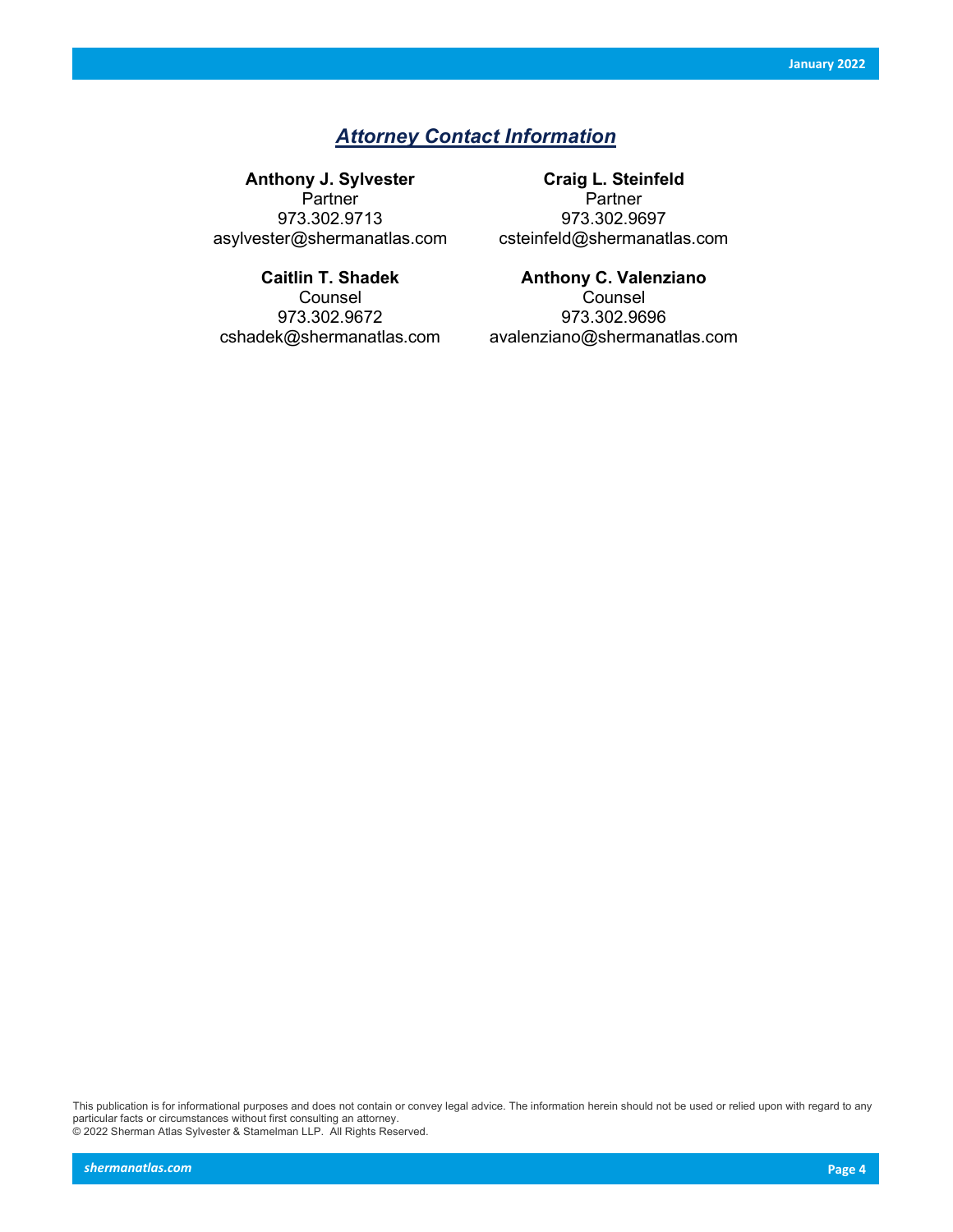## *Attorney Contact Information*

**Anthony J. Sylvester**
Partner
973.302.9713
asylvester@shermanatlas.com

**Craig L. Steinfeld**
Partner
973.302.9697
csteinfeld@shermanatlas.com

**Caitlin T. Shadek**
Counsel
973.302.9672
cshadek@shermanatlas.com

**Anthony C. Valenziano**
Counsel
973.302.9696
avalenziano@shermanatlas.com

This publication is for informational purposes and does not contain or convey legal advice. The information herein should not be used or relied upon with regard to any particular facts or circumstances without first consulting an attorney.
© 2022 Sherman Atlas Sylvester & Stamelman LLP. All Rights Reserved.